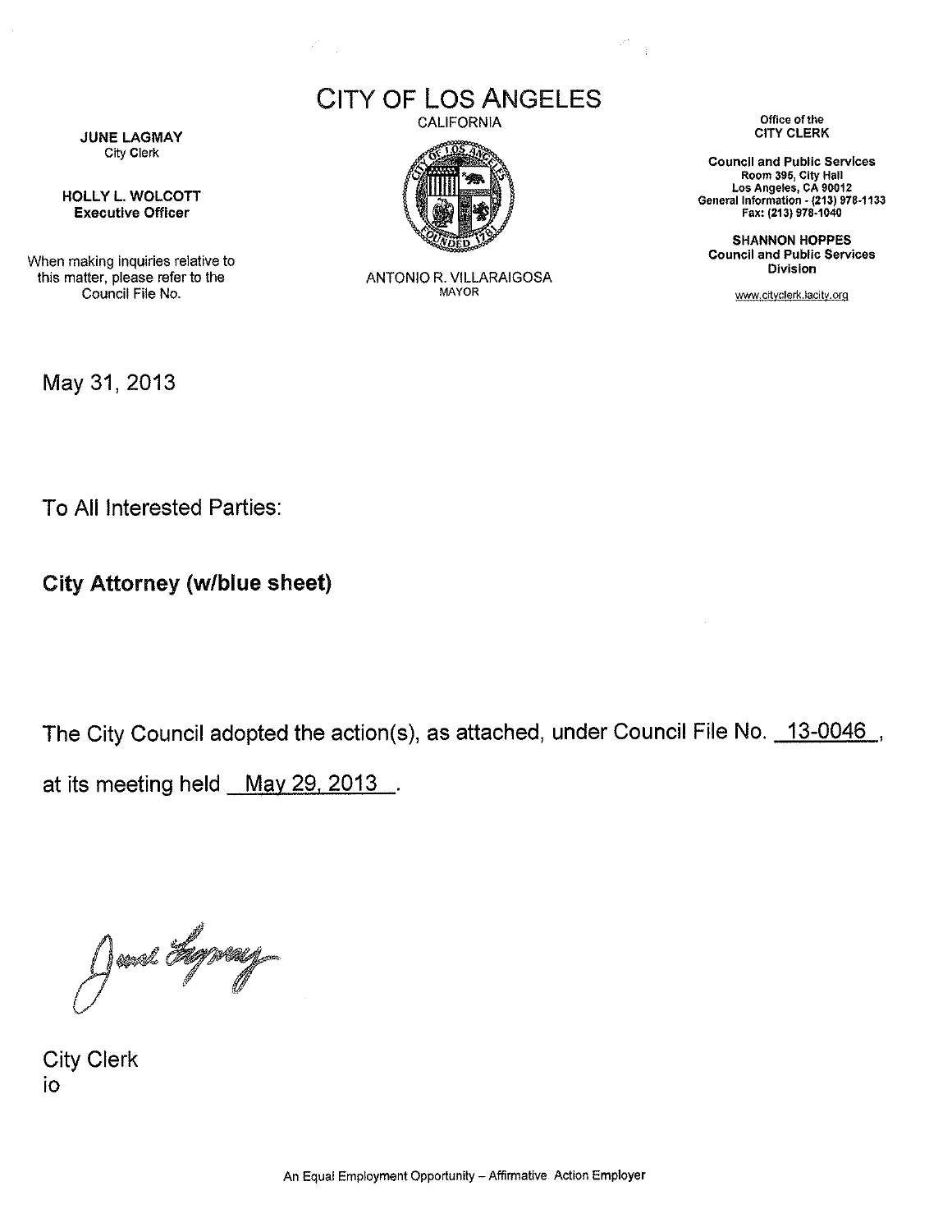# CITY OF LOS ANGELES

CALIFORNIA

**JUNE LAGMAY**
City Clerk

**HOLLY L. WOLCOTT**
**Executive Officer**

When making inquiries relative to this matter, please refer to the Council File No.

ANTONIO R. VILLARAIGOSA
MAYOR

Office of the
**CITY CLERK**

**Council and Public Services**
**Room 395, City Hall**
**Los Angeles, CA 90012**
**General Information - (213) 978-1133**
**Fax: (213) 978-1040**

**SHANNON HOPPES**
**Council and Public Services Division**

www.cityclerk.lacity.org

May 31, 2013

To All Interested Parties:

**City Attorney (w/blue sheet)**

The City Council adopted the action(s), as attached, under Council File No. 13-0046,

at its meeting held May 29, 2013.

City Clerk
io

An Equal Employment Opportunity – Affirmative Action Employer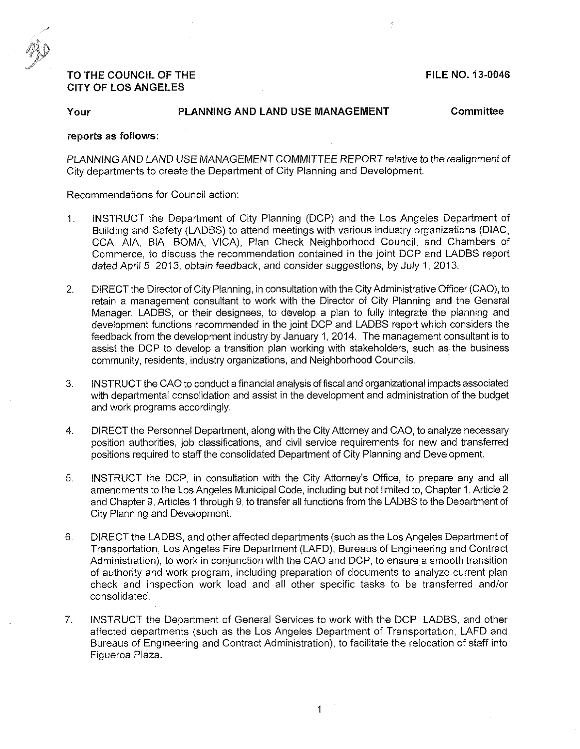**TO THE COUNCIL OF THE CITY OF LOS ANGELES** **FILE NO. 13-0046**

**Your** **PLANNING AND LAND USE MANAGEMENT** **Committee**

**reports as follows:**

*PLANNING AND LAND USE MANAGEMENT COMMITTEE REPORT relative to the realignment of* City departments to create the Department of City Planning and Development.

Recommendations for Council action:

1. INSTRUCT the Department of City Planning (DCP) and the Los Angeles Department of Building and Safety (LADBS) to attend meetings with various industry organizations (DIAC, CCA, AIA, BIA, BOMA, VICA), Plan Check Neighborhood Council, and Chambers of Commerce, to discuss the recommendation contained in the joint DCP and LADBS report dated April 5, 2013, obtain feedback, and consider suggestions, by July 1, 2013.

2. DIRECT the Director of City Planning, in consultation with the City Administrative Officer (CAO), to retain a management consultant to work with the Director of City Planning and the General Manager, LADBS, or their designees, to develop a plan to fully integrate the planning and development functions recommended in the joint DCP and LADBS report which considers the feedback from the development industry by January 1, 2014. The management consultant is to assist the DCP to develop a transition plan working with stakeholders, such as the business community, residents, industry organizations, and Neighborhood Councils.

3. INSTRUCT the CAO to conduct a financial analysis of fiscal and organizational impacts associated with departmental consolidation and assist in the development and administration of the budget and work programs accordingly.

4. DIRECT the Personnel Department, along with the City Attorney and CAO, to analyze necessary position authorities, job classifications, and civil service requirements for new and transferred positions required to staff the consolidated Department of City Planning and Development.

5. INSTRUCT the DCP, in consultation with the City Attorney's Office, to prepare any and all amendments to the Los Angeles Municipal Code, including but not limited to, Chapter 1, Article 2 and Chapter 9, Articles 1 through 9, to transfer all functions from the LADBS to the Department of City Planning and Development.

6. DIRECT the LADBS, and other affected departments (such as the Los Angeles Department of Transportation, Los Angeles Fire Department (LAFD), Bureaus of Engineering and Contract Administration), to work in conjunction with the CAO and DCP, to ensure a smooth transition of authority and work program, including preparation of documents to analyze current plan check and inspection work load and all other specific tasks to be transferred and/or consolidated.

7. INSTRUCT the Department of General Services to work with the DCP, LADBS, and other affected departments (such as the Los Angeles Department of Transportation, LAFD and Bureaus of Engineering and Contract Administration), to facilitate the relocation of staff into Figueroa Plaza.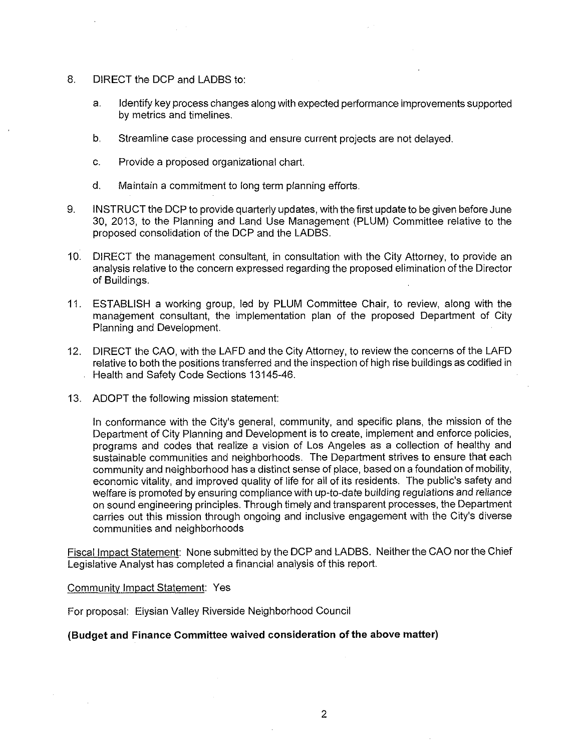8. DIRECT the DCP and LADBS to:

   a. Identify key process changes along with expected performance improvements supported by metrics and timelines.

   b. Streamline case processing and ensure current projects are not delayed.

   c. Provide a proposed organizational chart.

   d. Maintain a commitment to long term planning efforts.

9. INSTRUCT the DCP to provide quarterly updates, with the first update to be given before June 30, 2013, to the Planning and Land Use Management (PLUM) Committee relative to the proposed consolidation of the DCP and the LADBS.

10. DIRECT the management consultant, in consultation with the City Attorney, to provide an analysis relative to the concern expressed regarding the proposed elimination of the Director of Buildings.

11. ESTABLISH a working group, led by PLUM Committee Chair, to review, along with the management consultant, the implementation plan of the proposed Department of City Planning and Development.

12. DIRECT the CAO, with the LAFD and the City Attorney, to review the concerns of the LAFD relative to both the positions transferred and the inspection of high rise buildings as codified in Health and Safety Code Sections 13145-46.

13. ADOPT the following mission statement:

    In conformance with the City's general, community, and specific plans, the mission of the Department of City Planning and Development is to create, implement and enforce policies, programs and codes that realize a vision of Los Angeles as a collection of healthy and sustainable communities and neighborhoods. The Department strives to ensure that each community and neighborhood has a distinct sense of place, based on a foundation of mobility, economic vitality, and improved quality of life for all of its residents. The public's safety and welfare is promoted by ensuring compliance with up-to-date building regulations and reliance on sound engineering principles. Through timely and transparent processes, the Department carries out this mission through ongoing and inclusive engagement with the City's diverse communities and neighborhoods

Fiscal Impact Statement: None submitted by the DCP and LADBS. Neither the CAO nor the Chief Legislative Analyst has completed a financial analysis of this report.

Community Impact Statement: Yes

For proposal: Elysian Valley Riverside Neighborhood Council

**(Budget and Finance Committee waived consideration of the above matter)**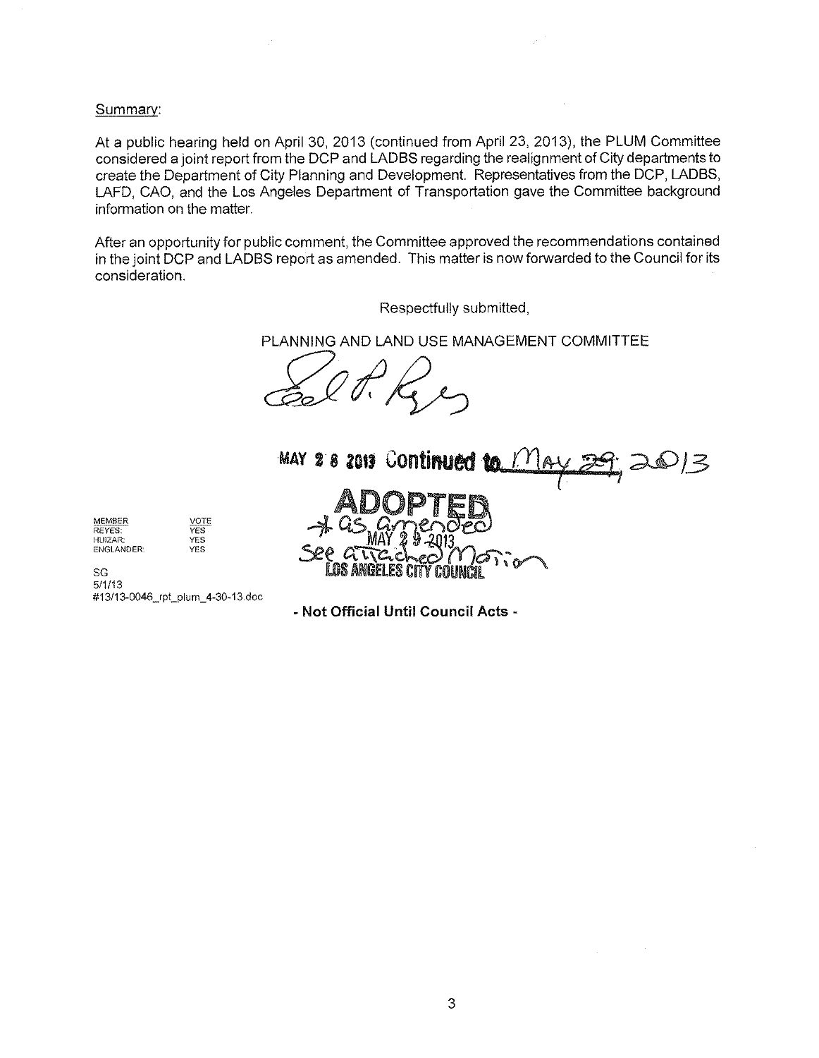Summary:

At a public hearing held on April 30, 2013 (continued from April 23, 2013), the PLUM Committee considered a joint report from the DCP and LADBS regarding the realignment of City departments to create the Department of City Planning and Development. Representatives from the DCP, LADBS, LAFD, CAO, and the Los Angeles Department of Transportation gave the Committee background information on the matter.

After an opportunity for public comment, the Committee approved the recommendations contained in the joint DCP and LADBS report as amended. This matter is now forwarded to the Council for its consideration.

Respectfully submitted,

PLANNING AND LAND USE MANAGEMENT COMMITTEE

MAY 28 2013 Continued to May 29, 2013

ADOPTED
* as amended
MAY 29 2013
See attached Motion
LOS ANGELES CITY COUNCIL

| MEMBER | VOTE |
| --- | --- |
| REYES: | YES |
| HUIZAR: | YES |
| ENGLANDER: | YES |

SG
5/1/13
#13/13-0046_rpt_plum_4-30-13.doc

**- Not Official Until Council Acts -**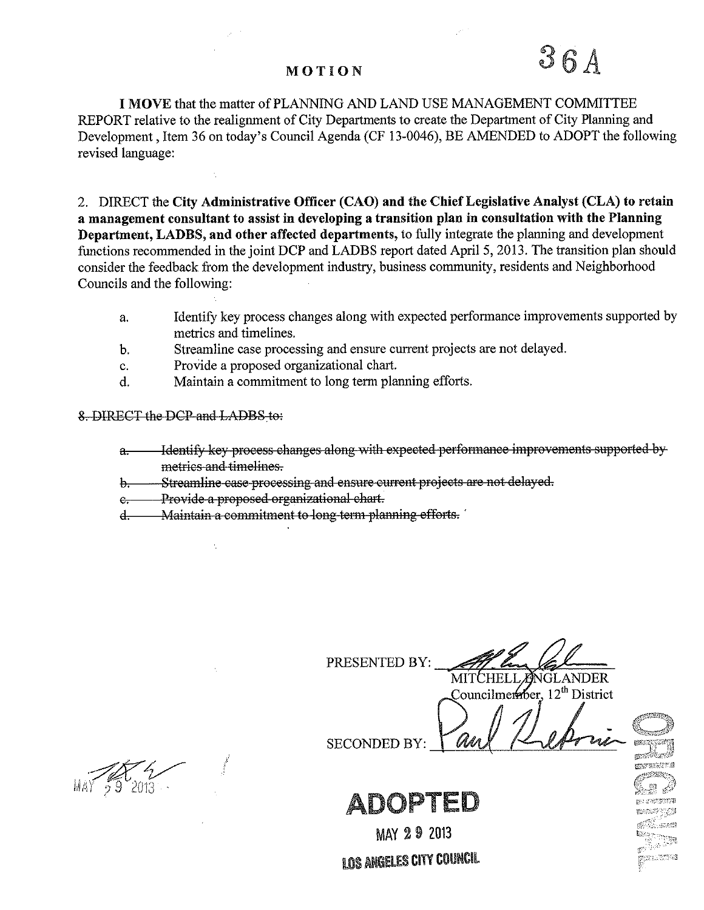# MOTION

36A

**I MOVE** that the matter of PLANNING AND LAND USE MANAGEMENT COMMITTEE REPORT relative to the realignment of City Departments to create the Department of City Planning and Development, Item 36 on today's Council Agenda (CF 13-0046), BE AMENDED to ADOPT the following revised language:

2. DIRECT the **City Administrative Officer (CAO) and the Chief Legislative Analyst (CLA) to retain a management consultant to assist in developing a transition plan in consultation with the Planning Department, LADBS, and other affected departments,** to fully integrate the planning and development functions recommended in the joint DCP and LADBS report dated April 5, 2013. The transition plan should consider the feedback from the development industry, business community, residents and Neighborhood Councils and the following:

a. Identify key process changes along with expected performance improvements supported by metrics and timelines.
b. Streamline case processing and ensure current projects are not delayed.
c. Provide a proposed organizational chart.
d. Maintain a commitment to long term planning efforts.

~~8. DIRECT the DCP and LADBS to:~~

~~a. Identify key process changes along with expected performance improvements supported by metrics and timelines.~~
~~b. Streamline case processing and ensure current projects are not delayed.~~
~~c. Provide a proposed organizational chart.~~
~~d. Maintain a commitment to long term planning efforts.~~

PRESENTED BY: ______________________
MITCHELL ENGLANDER
Councilmember, 12th District

SECONDED BY: ______________________

MAY 29 2013

**ADOPTED**

MAY 29 2013

LOS ANGELES CITY COUNCIL

ORIGINAL